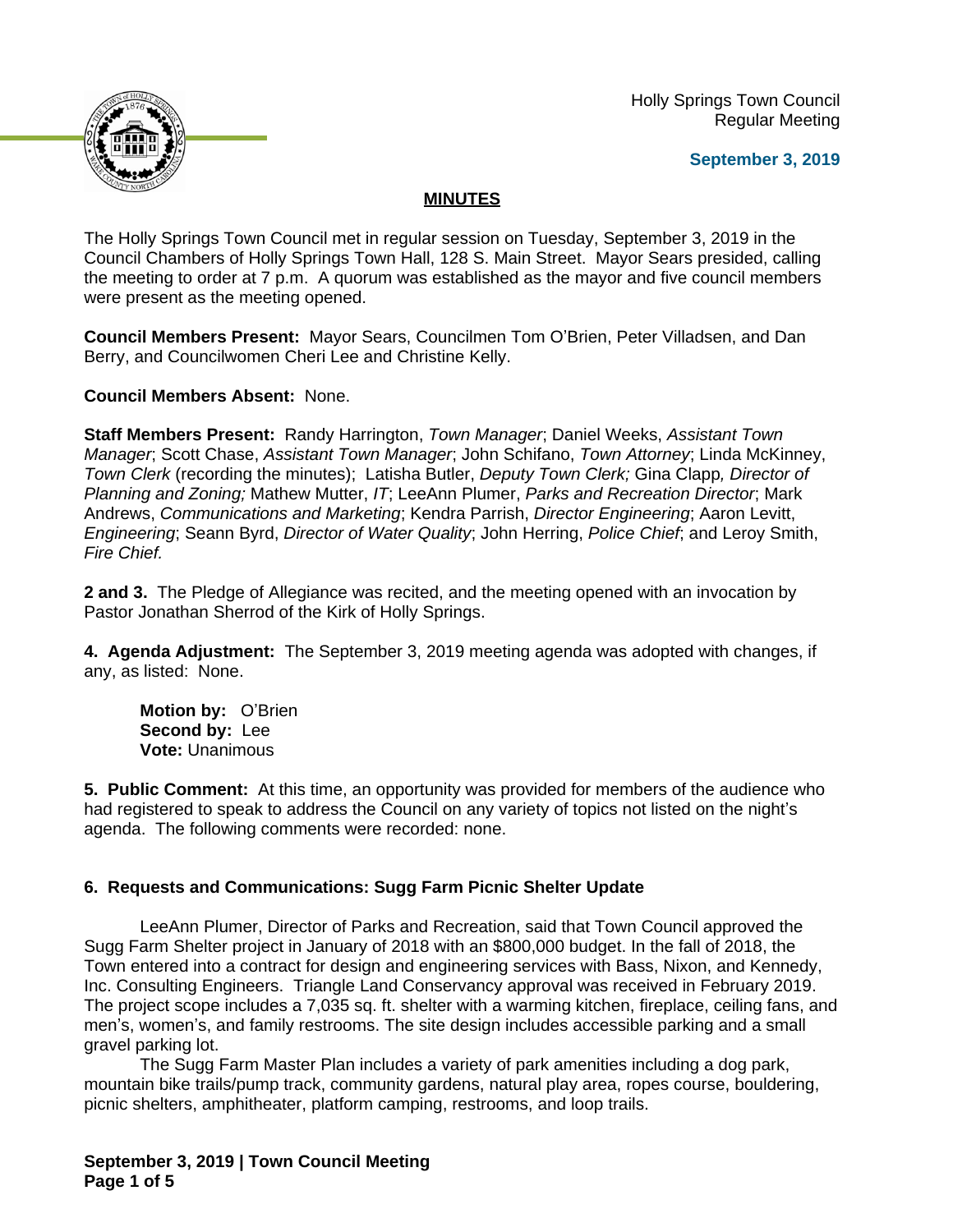Holly Springs Town Council
Regular Meeting

**September 3, 2019**

## MINUTES

The Holly Springs Town Council met in regular session on Tuesday, September 3, 2019 in the Council Chambers of Holly Springs Town Hall, 128 S. Main Street. Mayor Sears presided, calling the meeting to order at 7 p.m. A quorum was established as the mayor and five council members were present as the meeting opened.

**Council Members Present:** Mayor Sears, Councilmen Tom O'Brien, Peter Villadsen, and Dan Berry, and Councilwomen Cheri Lee and Christine Kelly.

**Council Members Absent:** None.

**Staff Members Present:** Randy Harrington, *Town Manager*; Daniel Weeks, *Assistant Town Manager*; Scott Chase, *Assistant Town Manager*; John Schifano, *Town Attorney*; Linda McKinney, *Town Clerk* (recording the minutes); Latisha Butler, *Deputy Town Clerk;* Gina Clapp*, Director of Planning and Zoning;* Mathew Mutter, *IT*; LeeAnn Plumer, *Parks and Recreation Director*; Mark Andrews, *Communications and Marketing*; Kendra Parrish, *Director Engineering*; Aaron Levitt, *Engineering*; Seann Byrd, *Director of Water Quality*; John Herring, *Police Chief*; and Leroy Smith, *Fire Chief.*

**2 and 3.** The Pledge of Allegiance was recited, and the meeting opened with an invocation by Pastor Jonathan Sherrod of the Kirk of Holly Springs.

**4. Agenda Adjustment:** The September 3, 2019 meeting agenda was adopted with changes, if any, as listed: None.

> **Motion by:** O'Brien
> **Second by:** Lee
> **Vote:** Unanimous

**5. Public Comment:** At this time, an opportunity was provided for members of the audience who had registered to speak to address the Council on any variety of topics not listed on the night's agenda. The following comments were recorded: none.

**6. Requests and Communications: Sugg Farm Picnic Shelter Update**

LeeAnn Plumer, Director of Parks and Recreation, said that Town Council approved the Sugg Farm Shelter project in January of 2018 with an $800,000 budget. In the fall of 2018, the Town entered into a contract for design and engineering services with Bass, Nixon, and Kennedy, Inc. Consulting Engineers. Triangle Land Conservancy approval was received in February 2019. The project scope includes a 7,035 sq. ft. shelter with a warming kitchen, fireplace, ceiling fans, and men's, women's, and family restrooms. The site design includes accessible parking and a small gravel parking lot.

The Sugg Farm Master Plan includes a variety of park amenities including a dog park, mountain bike trails/pump track, community gardens, natural play area, ropes course, bouldering, picnic shelters, amphitheater, platform camping, restrooms, and loop trails.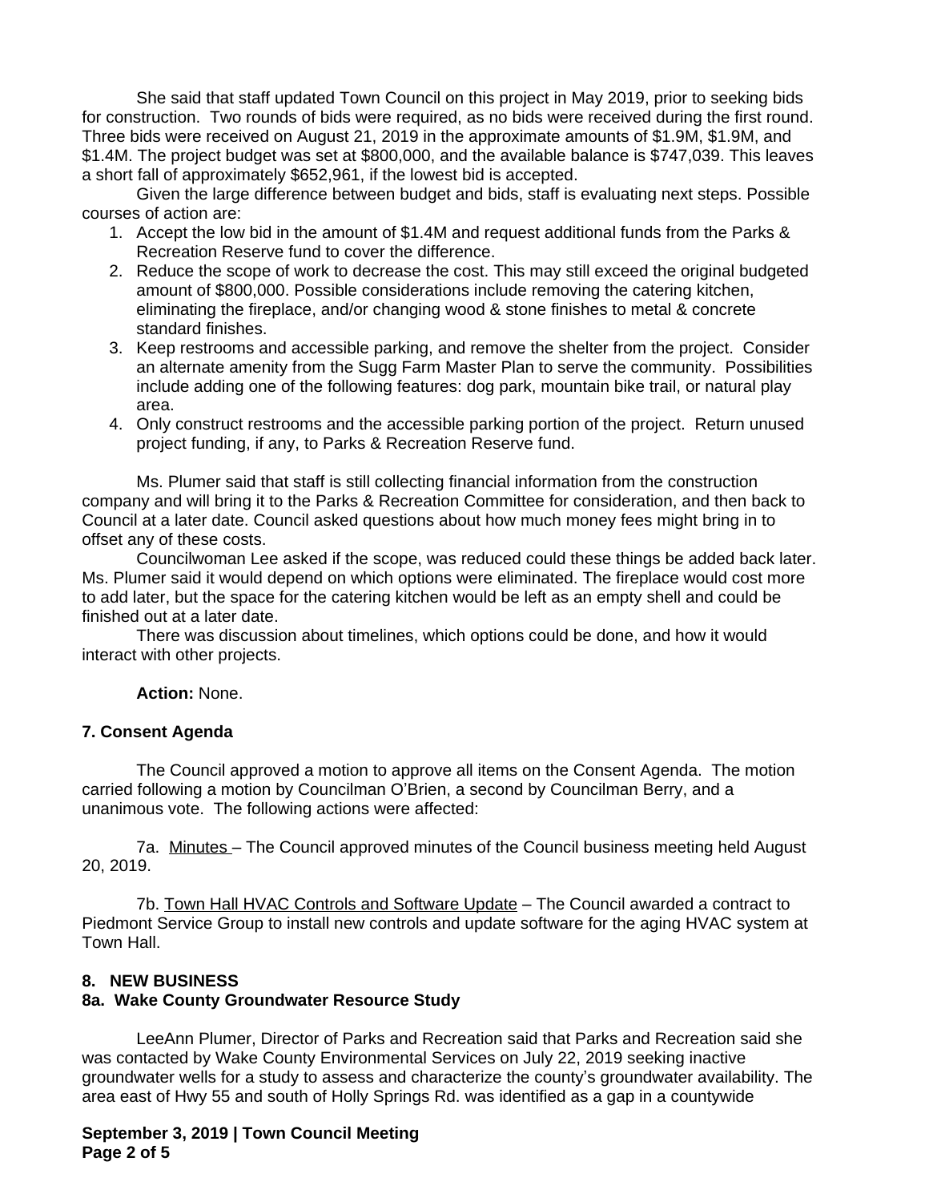She said that staff updated Town Council on this project in May 2019, prior to seeking bids for construction. Two rounds of bids were required, as no bids were received during the first round. Three bids were received on August 21, 2019 in the approximate amounts of $1.9M, $1.9M, and $1.4M. The project budget was set at $800,000, and the available balance is $747,039. This leaves a short fall of approximately $652,961, if the lowest bid is accepted.

Given the large difference between budget and bids, staff is evaluating next steps. Possible courses of action are:

1. Accept the low bid in the amount of $1.4M and request additional funds from the Parks & Recreation Reserve fund to cover the difference.
2. Reduce the scope of work to decrease the cost. This may still exceed the original budgeted amount of $800,000. Possible considerations include removing the catering kitchen, eliminating the fireplace, and/or changing wood & stone finishes to metal & concrete standard finishes.
3. Keep restrooms and accessible parking, and remove the shelter from the project. Consider an alternate amenity from the Sugg Farm Master Plan to serve the community. Possibilities include adding one of the following features: dog park, mountain bike trail, or natural play area.
4. Only construct restrooms and the accessible parking portion of the project. Return unused project funding, if any, to Parks & Recreation Reserve fund.

Ms. Plumer said that staff is still collecting financial information from the construction company and will bring it to the Parks & Recreation Committee for consideration, and then back to Council at a later date. Council asked questions about how much money fees might bring in to offset any of these costs.

Councilwoman Lee asked if the scope, was reduced could these things be added back later. Ms. Plumer said it would depend on which options were eliminated. The fireplace would cost more to add later, but the space for the catering kitchen would be left as an empty shell and could be finished out at a later date.

There was discussion about timelines, which options could be done, and how it would interact with other projects.

**Action:** None.

**7. Consent Agenda**

The Council approved a motion to approve all items on the Consent Agenda. The motion carried following a motion by Councilman O'Brien, a second by Councilman Berry, and a unanimous vote. The following actions were affected:

7a. Minutes – The Council approved minutes of the Council business meeting held August 20, 2019.

7b. Town Hall HVAC Controls and Software Update – The Council awarded a contract to Piedmont Service Group to install new controls and update software for the aging HVAC system at Town Hall.

**8. NEW BUSINESS**

**8a. Wake County Groundwater Resource Study**

LeeAnn Plumer, Director of Parks and Recreation said that Parks and Recreation said she was contacted by Wake County Environmental Services on July 22, 2019 seeking inactive groundwater wells for a study to assess and characterize the county's groundwater availability. The area east of Hwy 55 and south of Holly Springs Rd. was identified as a gap in a countywide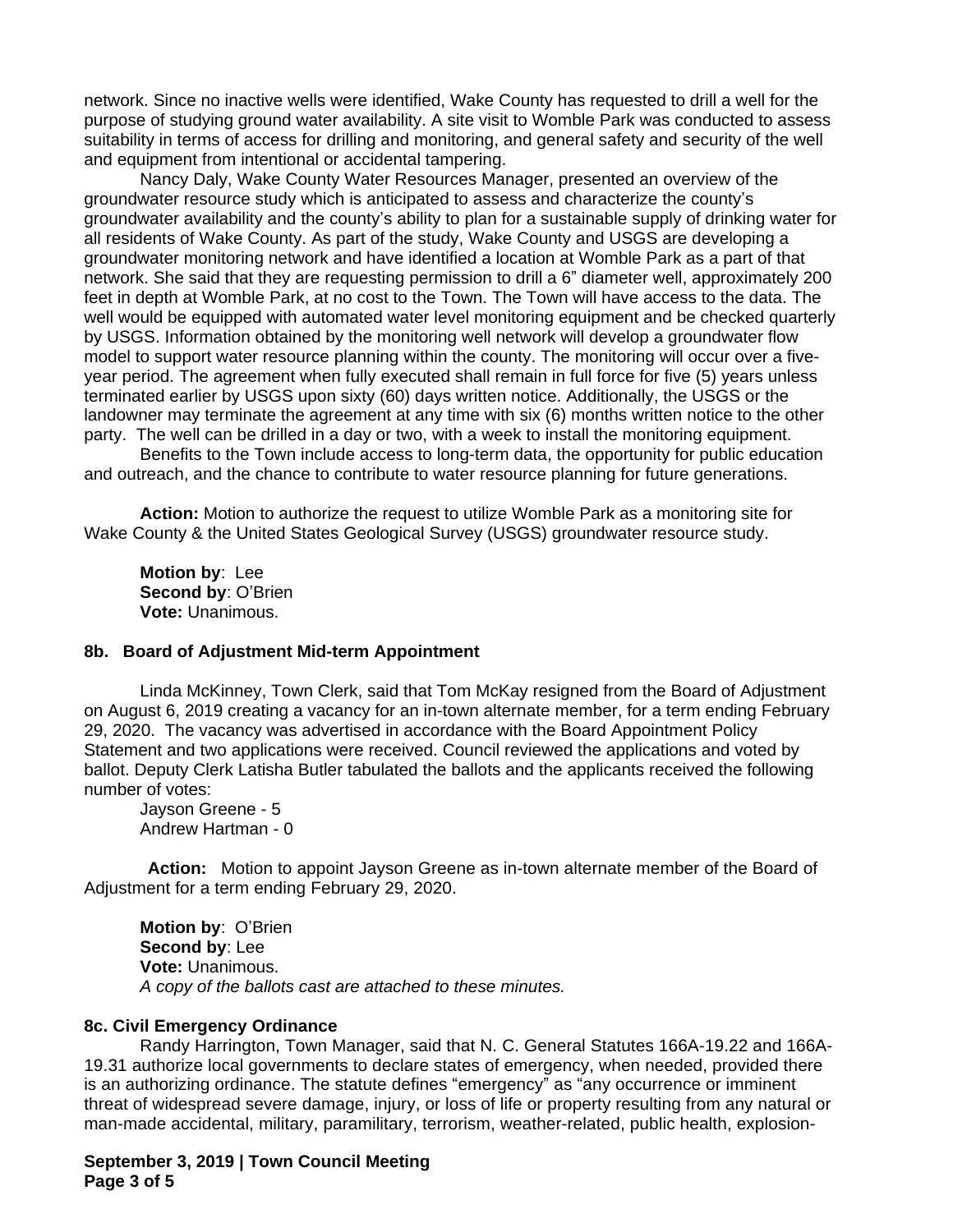network. Since no inactive wells were identified, Wake County has requested to drill a well for the purpose of studying ground water availability. A site visit to Womble Park was conducted to assess suitability in terms of access for drilling and monitoring, and general safety and security of the well and equipment from intentional or accidental tampering.

Nancy Daly, Wake County Water Resources Manager, presented an overview of the groundwater resource study which is anticipated to assess and characterize the county's groundwater availability and the county's ability to plan for a sustainable supply of drinking water for all residents of Wake County. As part of the study, Wake County and USGS are developing a groundwater monitoring network and have identified a location at Womble Park as a part of that network. She said that they are requesting permission to drill a 6" diameter well, approximately 200 feet in depth at Womble Park, at no cost to the Town. The Town will have access to the data. The well would be equipped with automated water level monitoring equipment and be checked quarterly by USGS. Information obtained by the monitoring well network will develop a groundwater flow model to support water resource planning within the county. The monitoring will occur over a five-year period. The agreement when fully executed shall remain in full force for five (5) years unless terminated earlier by USGS upon sixty (60) days written notice. Additionally, the USGS or the landowner may terminate the agreement at any time with six (6) months written notice to the other party. The well can be drilled in a day or two, with a week to install the monitoring equipment.

Benefits to the Town include access to long-term data, the opportunity for public education and outreach, and the chance to contribute to water resource planning for future generations.

**Action:** Motion to authorize the request to utilize Womble Park as a monitoring site for Wake County & the United States Geological Survey (USGS) groundwater resource study.

**Motion by**: Lee
**Second by**: O'Brien
**Vote:** Unanimous.

### 8b. Board of Adjustment Mid-term Appointment

Linda McKinney, Town Clerk, said that Tom McKay resigned from the Board of Adjustment on August 6, 2019 creating a vacancy for an in-town alternate member, for a term ending February 29, 2020. The vacancy was advertised in accordance with the Board Appointment Policy Statement and two applications were received. Council reviewed the applications and voted by ballot. Deputy Clerk Latisha Butler tabulated the ballots and the applicants received the following number of votes:

Jayson Greene - 5
Andrew Hartman - 0

**Action:** Motion to appoint Jayson Greene as in-town alternate member of the Board of Adjustment for a term ending February 29, 2020.

**Motion by**: O'Brien
**Second by**: Lee
**Vote:** Unanimous.
*A copy of the ballots cast are attached to these minutes.*

### 8c. Civil Emergency Ordinance

Randy Harrington, Town Manager, said that N. C. General Statutes 166A-19.22 and 166A-19.31 authorize local governments to declare states of emergency, when needed, provided there is an authorizing ordinance. The statute defines "emergency" as "any occurrence or imminent threat of widespread severe damage, injury, or loss of life or property resulting from any natural or man-made accidental, military, paramilitary, terrorism, weather-related, public health, explosion-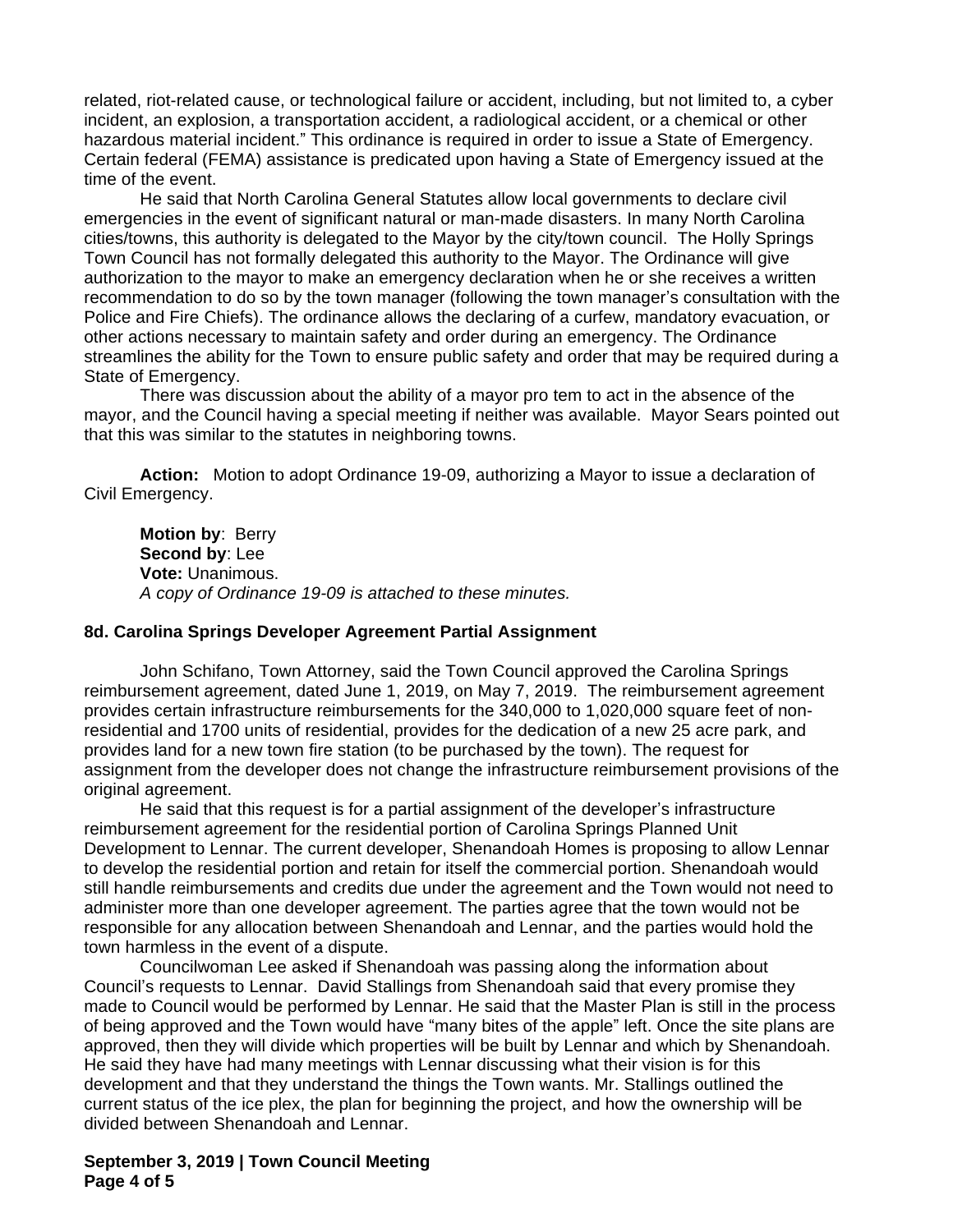related, riot-related cause, or technological failure or accident, including, but not limited to, a cyber incident, an explosion, a transportation accident, a radiological accident, or a chemical or other hazardous material incident." This ordinance is required in order to issue a State of Emergency. Certain federal (FEMA) assistance is predicated upon having a State of Emergency issued at the time of the event.

He said that North Carolina General Statutes allow local governments to declare civil emergencies in the event of significant natural or man-made disasters. In many North Carolina cities/towns, this authority is delegated to the Mayor by the city/town council. The Holly Springs Town Council has not formally delegated this authority to the Mayor. The Ordinance will give authorization to the mayor to make an emergency declaration when he or she receives a written recommendation to do so by the town manager (following the town manager's consultation with the Police and Fire Chiefs). The ordinance allows the declaring of a curfew, mandatory evacuation, or other actions necessary to maintain safety and order during an emergency. The Ordinance streamlines the ability for the Town to ensure public safety and order that may be required during a State of Emergency.

There was discussion about the ability of a mayor pro tem to act in the absence of the mayor, and the Council having a special meeting if neither was available. Mayor Sears pointed out that this was similar to the statutes in neighboring towns.

**Action:** Motion to adopt Ordinance 19-09, authorizing a Mayor to issue a declaration of Civil Emergency.

**Motion by**: Berry
**Second by**: Lee
**Vote:** Unanimous.
*A copy of Ordinance 19-09 is attached to these minutes.*

### 8d. Carolina Springs Developer Agreement Partial Assignment

John Schifano, Town Attorney, said the Town Council approved the Carolina Springs reimbursement agreement, dated June 1, 2019, on May 7, 2019. The reimbursement agreement provides certain infrastructure reimbursements for the 340,000 to 1,020,000 square feet of non-residential and 1700 units of residential, provides for the dedication of a new 25 acre park, and provides land for a new town fire station (to be purchased by the town). The request for assignment from the developer does not change the infrastructure reimbursement provisions of the original agreement.

He said that this request is for a partial assignment of the developer's infrastructure reimbursement agreement for the residential portion of Carolina Springs Planned Unit Development to Lennar. The current developer, Shenandoah Homes is proposing to allow Lennar to develop the residential portion and retain for itself the commercial portion. Shenandoah would still handle reimbursements and credits due under the agreement and the Town would not need to administer more than one developer agreement. The parties agree that the town would not be responsible for any allocation between Shenandoah and Lennar, and the parties would hold the town harmless in the event of a dispute.

Councilwoman Lee asked if Shenandoah was passing along the information about Council's requests to Lennar. David Stallings from Shenandoah said that every promise they made to Council would be performed by Lennar. He said that the Master Plan is still in the process of being approved and the Town would have "many bites of the apple" left. Once the site plans are approved, then they will divide which properties will be built by Lennar and which by Shenandoah. He said they have had many meetings with Lennar discussing what their vision is for this development and that they understand the things the Town wants. Mr. Stallings outlined the current status of the ice plex, the plan for beginning the project, and how the ownership will be divided between Shenandoah and Lennar.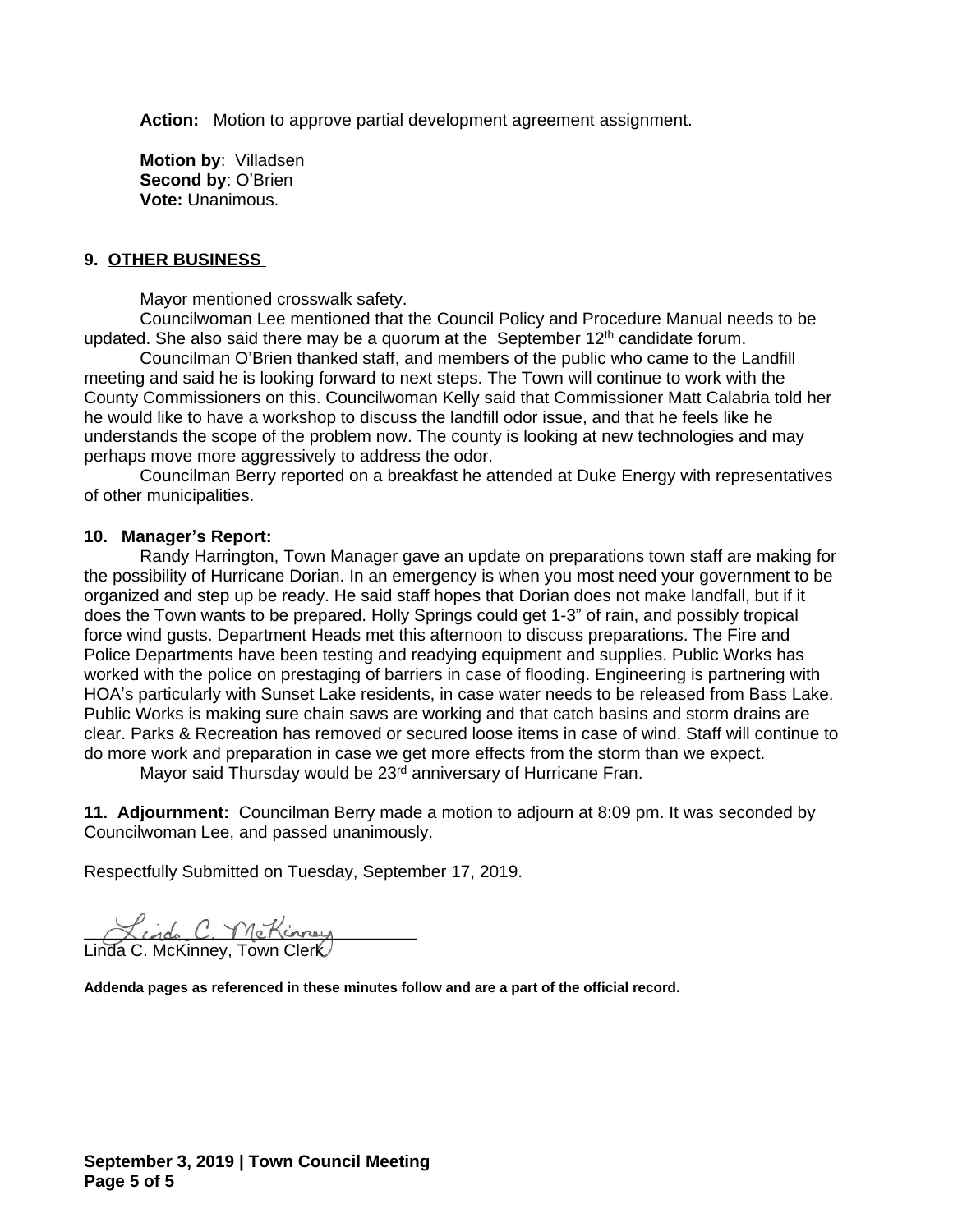**Action:** Motion to approve partial development agreement assignment.

**Motion by**: Villadsen
**Second by**: O'Brien
**Vote:** Unanimous.

## 9. OTHER BUSINESS

Mayor mentioned crosswalk safety.

Councilwoman Lee mentioned that the Council Policy and Procedure Manual needs to be updated. She also said there may be a quorum at the September 12th candidate forum.

Councilman O'Brien thanked staff, and members of the public who came to the Landfill meeting and said he is looking forward to next steps. The Town will continue to work with the County Commissioners on this. Councilwoman Kelly said that Commissioner Matt Calabria told her he would like to have a workshop to discuss the landfill odor issue, and that he feels like he understands the scope of the problem now. The county is looking at new technologies and may perhaps move more aggressively to address the odor.

Councilman Berry reported on a breakfast he attended at Duke Energy with representatives of other municipalities.

## 10. Manager's Report:

Randy Harrington, Town Manager gave an update on preparations town staff are making for the possibility of Hurricane Dorian. In an emergency is when you most need your government to be organized and step up be ready. He said staff hopes that Dorian does not make landfall, but if it does the Town wants to be prepared. Holly Springs could get 1-3" of rain, and possibly tropical force wind gusts. Department Heads met this afternoon to discuss preparations. The Fire and Police Departments have been testing and readying equipment and supplies. Public Works has worked with the police on prestaging of barriers in case of flooding. Engineering is partnering with HOA's particularly with Sunset Lake residents, in case water needs to be released from Bass Lake. Public Works is making sure chain saws are working and that catch basins and storm drains are clear. Parks & Recreation has removed or secured loose items in case of wind. Staff will continue to do more work and preparation in case we get more effects from the storm than we expect.

Mayor said Thursday would be 23rd anniversary of Hurricane Fran.

**11. Adjournment:** Councilman Berry made a motion to adjourn at 8:09 pm. It was seconded by Councilwoman Lee, and passed unanimously.

Respectfully Submitted on Tuesday, September 17, 2019.

Linda C. McKinney

Linda C. McKinney, Town Clerk

**Addenda pages as referenced in these minutes follow and are a part of the official record.**